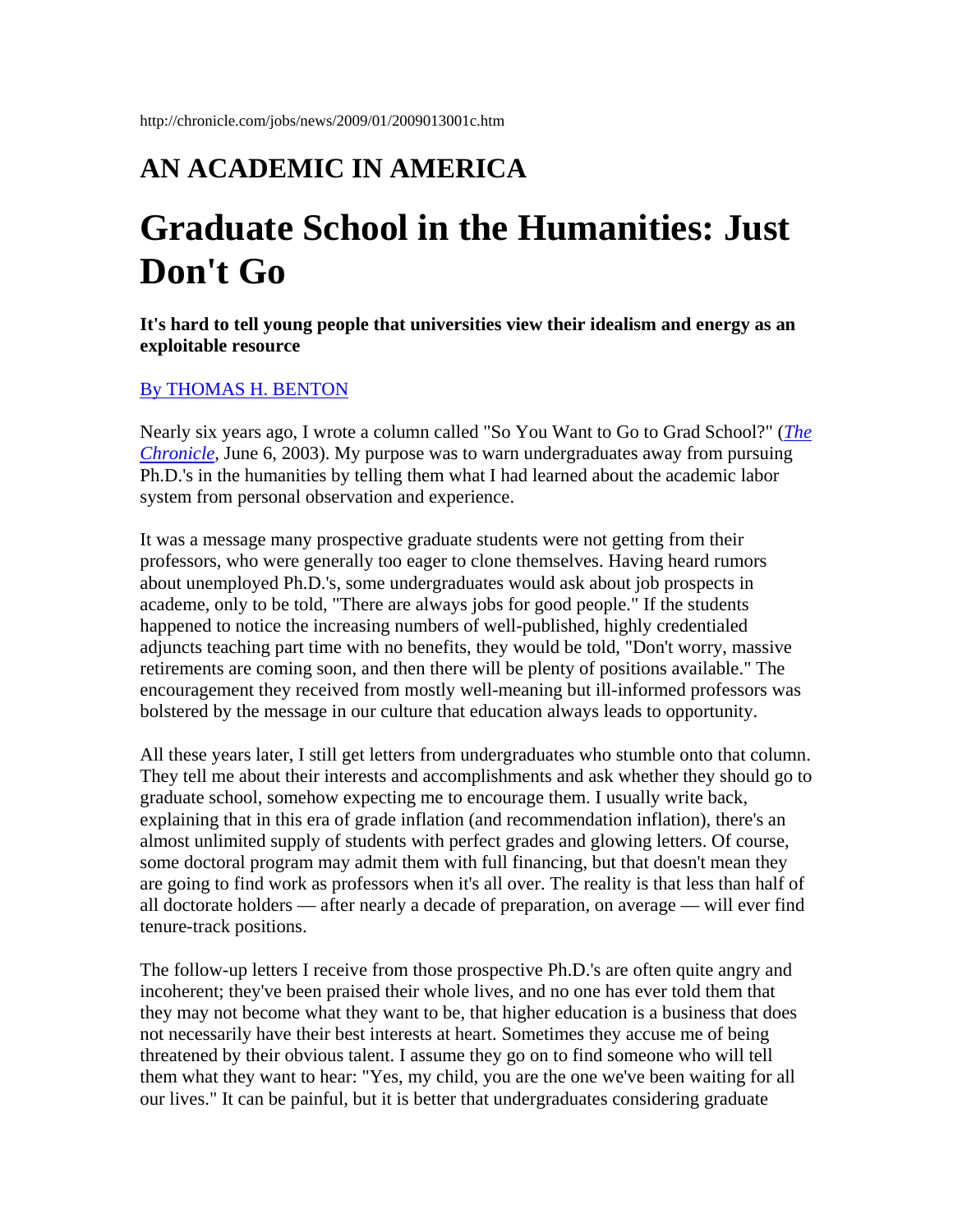http://chronicle.com/jobs/news/2009/01/2009013001c.htm

## AN ACADEMIC IN AMERICA

# Graduate School in the Humanities: Just Don't Go

**It's hard to tell young people that universities view their idealism and energy as an exploitable resource**

By THOMAS H. BENTON

Nearly six years ago, I wrote a column called "So You Want to Go to Grad School?" (*The Chronicle*, June 6, 2003). My purpose was to warn undergraduates away from pursuing Ph.D.'s in the humanities by telling them what I had learned about the academic labor system from personal observation and experience.

It was a message many prospective graduate students were not getting from their professors, who were generally too eager to clone themselves. Having heard rumors about unemployed Ph.D.'s, some undergraduates would ask about job prospects in academe, only to be told, "There are always jobs for good people." If the students happened to notice the increasing numbers of well-published, highly credentialed adjuncts teaching part time with no benefits, they would be told, "Don't worry, massive retirements are coming soon, and then there will be plenty of positions available." The encouragement they received from mostly well-meaning but ill-informed professors was bolstered by the message in our culture that education always leads to opportunity.

All these years later, I still get letters from undergraduates who stumble onto that column. They tell me about their interests and accomplishments and ask whether they should go to graduate school, somehow expecting me to encourage them. I usually write back, explaining that in this era of grade inflation (and recommendation inflation), there's an almost unlimited supply of students with perfect grades and glowing letters. Of course, some doctoral program may admit them with full financing, but that doesn't mean they are going to find work as professors when it's all over. The reality is that less than half of all doctorate holders — after nearly a decade of preparation, on average — will ever find tenure-track positions.

The follow-up letters I receive from those prospective Ph.D.'s are often quite angry and incoherent; they've been praised their whole lives, and no one has ever told them that they may not become what they want to be, that higher education is a business that does not necessarily have their best interests at heart. Sometimes they accuse me of being threatened by their obvious talent. I assume they go on to find someone who will tell them what they want to hear: "Yes, my child, you are the one we've been waiting for all our lives." It can be painful, but it is better that undergraduates considering graduate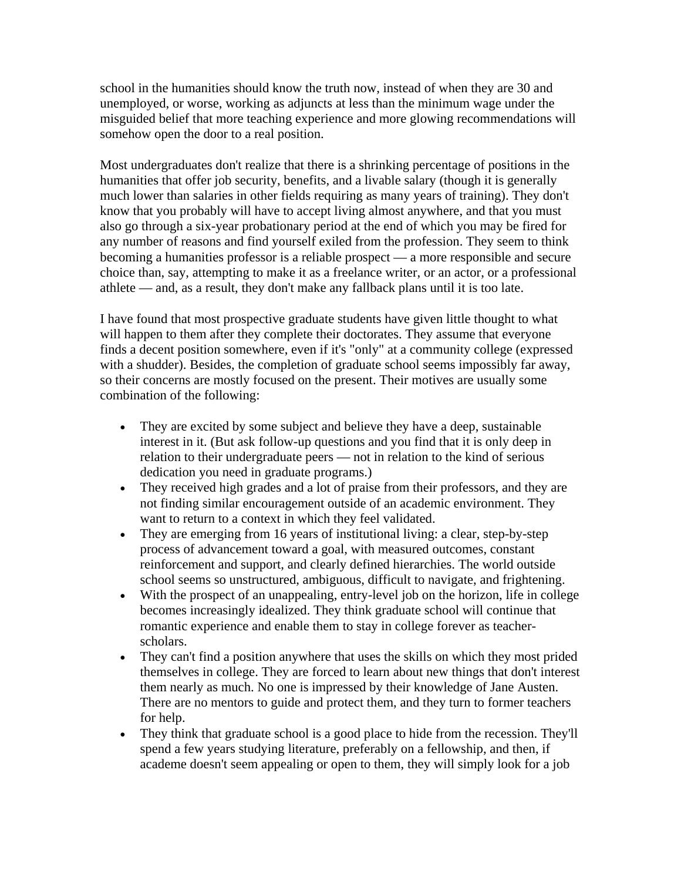school in the humanities should know the truth now, instead of when they are 30 and unemployed, or worse, working as adjuncts at less than the minimum wage under the misguided belief that more teaching experience and more glowing recommendations will somehow open the door to a real position.

Most undergraduates don't realize that there is a shrinking percentage of positions in the humanities that offer job security, benefits, and a livable salary (though it is generally much lower than salaries in other fields requiring as many years of training). They don't know that you probably will have to accept living almost anywhere, and that you must also go through a six-year probationary period at the end of which you may be fired for any number of reasons and find yourself exiled from the profession. They seem to think becoming a humanities professor is a reliable prospect — a more responsible and secure choice than, say, attempting to make it as a freelance writer, or an actor, or a professional athlete — and, as a result, they don't make any fallback plans until it is too late.

I have found that most prospective graduate students have given little thought to what will happen to them after they complete their doctorates. They assume that everyone finds a decent position somewhere, even if it's "only" at a community college (expressed with a shudder). Besides, the completion of graduate school seems impossibly far away, so their concerns are mostly focused on the present. Their motives are usually some combination of the following:

- They are excited by some subject and believe they have a deep, sustainable interest in it. (But ask follow-up questions and you find that it is only deep in relation to their undergraduate peers — not in relation to the kind of serious dedication you need in graduate programs.)
- They received high grades and a lot of praise from their professors, and they are not finding similar encouragement outside of an academic environment. They want to return to a context in which they feel validated.
- They are emerging from 16 years of institutional living: a clear, step-by-step process of advancement toward a goal, with measured outcomes, constant reinforcement and support, and clearly defined hierarchies. The world outside school seems so unstructured, ambiguous, difficult to navigate, and frightening.
- With the prospect of an unappealing, entry-level job on the horizon, life in college becomes increasingly idealized. They think graduate school will continue that romantic experience and enable them to stay in college forever as teacher-scholars.
- They can't find a position anywhere that uses the skills on which they most prided themselves in college. They are forced to learn about new things that don't interest them nearly as much. No one is impressed by their knowledge of Jane Austen. There are no mentors to guide and protect them, and they turn to former teachers for help.
- They think that graduate school is a good place to hide from the recession. They'll spend a few years studying literature, preferably on a fellowship, and then, if academe doesn't seem appealing or open to them, they will simply look for a job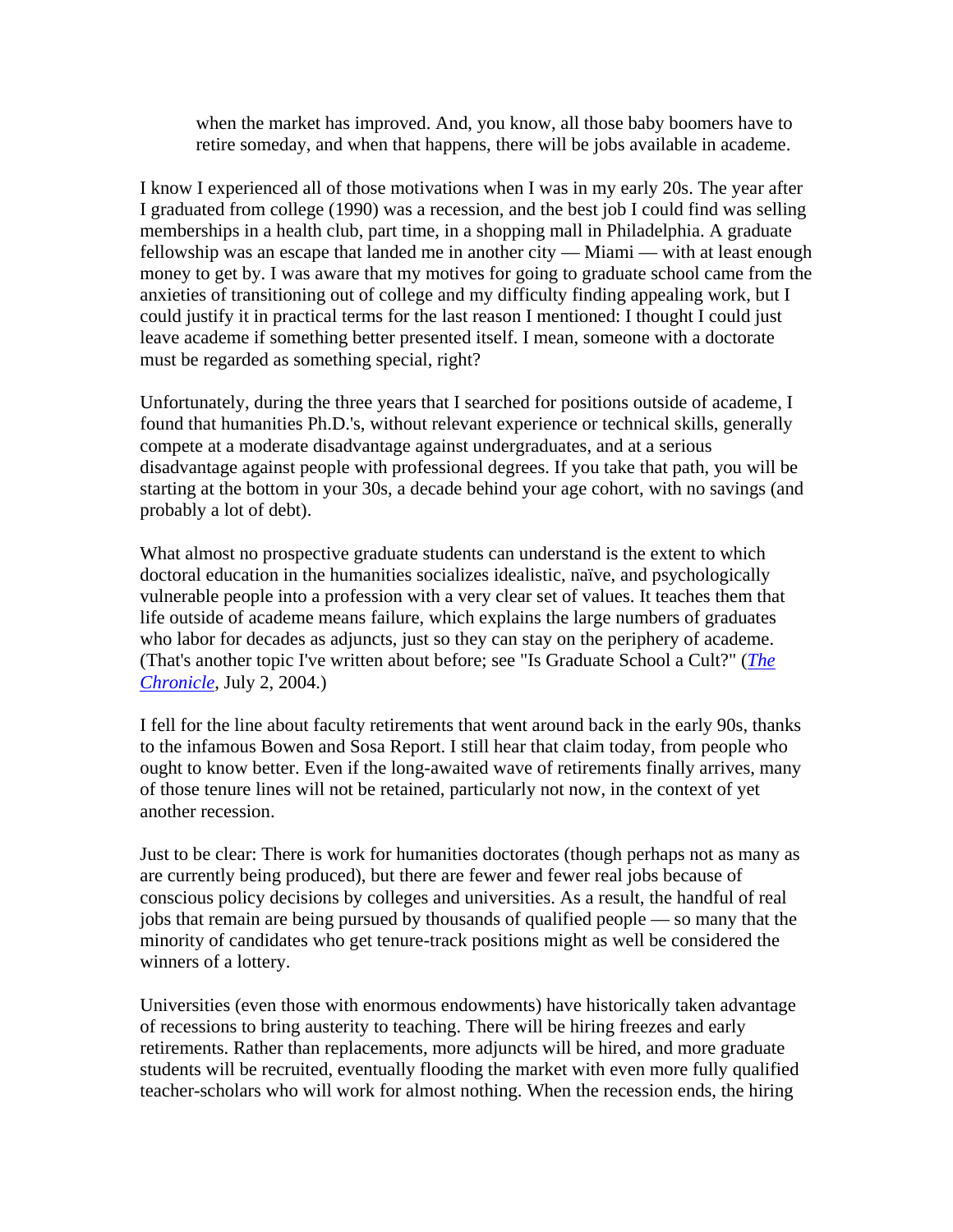> when the market has improved. And, you know, all those baby boomers have to retire someday, and when that happens, there will be jobs available in academe.

I know I experienced all of those motivations when I was in my early 20s. The year after I graduated from college (1990) was a recession, and the best job I could find was selling memberships in a health club, part time, in a shopping mall in Philadelphia. A graduate fellowship was an escape that landed me in another city — Miami — with at least enough money to get by. I was aware that my motives for going to graduate school came from the anxieties of transitioning out of college and my difficulty finding appealing work, but I could justify it in practical terms for the last reason I mentioned: I thought I could just leave academe if something better presented itself. I mean, someone with a doctorate must be regarded as something special, right?

Unfortunately, during the three years that I searched for positions outside of academe, I found that humanities Ph.D.'s, without relevant experience or technical skills, generally compete at a moderate disadvantage against undergraduates, and at a serious disadvantage against people with professional degrees. If you take that path, you will be starting at the bottom in your 30s, a decade behind your age cohort, with no savings (and probably a lot of debt).

What almost no prospective graduate students can understand is the extent to which doctoral education in the humanities socializes idealistic, naïve, and psychologically vulnerable people into a profession with a very clear set of values. It teaches them that life outside of academe means failure, which explains the large numbers of graduates who labor for decades as adjuncts, just so they can stay on the periphery of academe. (That's another topic I've written about before; see "Is Graduate School a Cult?" (*The Chronicle*, July 2, 2004.)

I fell for the line about faculty retirements that went around back in the early 90s, thanks to the infamous Bowen and Sosa Report. I still hear that claim today, from people who ought to know better. Even if the long-awaited wave of retirements finally arrives, many of those tenure lines will not be retained, particularly not now, in the context of yet another recession.

Just to be clear: There is work for humanities doctorates (though perhaps not as many as are currently being produced), but there are fewer and fewer real jobs because of conscious policy decisions by colleges and universities. As a result, the handful of real jobs that remain are being pursued by thousands of qualified people — so many that the minority of candidates who get tenure-track positions might as well be considered the winners of a lottery.

Universities (even those with enormous endowments) have historically taken advantage of recessions to bring austerity to teaching. There will be hiring freezes and early retirements. Rather than replacements, more adjuncts will be hired, and more graduate students will be recruited, eventually flooding the market with even more fully qualified teacher-scholars who will work for almost nothing. When the recession ends, the hiring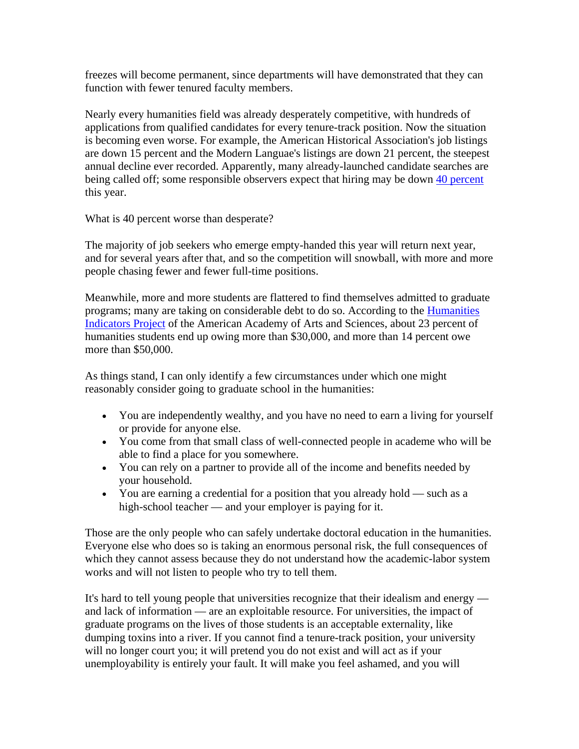freezes will become permanent, since departments will have demonstrated that they can function with fewer tenured faculty members.

Nearly every humanities field was already desperately competitive, with hundreds of applications from qualified candidates for every tenure-track position. Now the situation is becoming even worse. For example, the American Historical Association's job listings are down 15 percent and the Modern Languae's listings are down 21 percent, the steepest annual decline ever recorded. Apparently, many already-launched candidate searches are being called off; some responsible observers expect that hiring may be down 40 percent this year.

What is 40 percent worse than desperate?

The majority of job seekers who emerge empty-handed this year will return next year, and for several years after that, and so the competition will snowball, with more and more people chasing fewer and fewer full-time positions.

Meanwhile, more and more students are flattered to find themselves admitted to graduate programs; many are taking on considerable debt to do so. According to the Humanities Indicators Project of the American Academy of Arts and Sciences, about 23 percent of humanities students end up owing more than $30,000, and more than 14 percent owe more than $50,000.

As things stand, I can only identify a few circumstances under which one might reasonably consider going to graduate school in the humanities:

- You are independently wealthy, and you have no need to earn a living for yourself or provide for anyone else.
- You come from that small class of well-connected people in academe who will be able to find a place for you somewhere.
- You can rely on a partner to provide all of the income and benefits needed by your household.
- You are earning a credential for a position that you already hold — such as a high-school teacher — and your employer is paying for it.

Those are the only people who can safely undertake doctoral education in the humanities. Everyone else who does so is taking an enormous personal risk, the full consequences of which they cannot assess because they do not understand how the academic-labor system works and will not listen to people who try to tell them.

It's hard to tell young people that universities recognize that their idealism and energy — and lack of information — are an exploitable resource. For universities, the impact of graduate programs on the lives of those students is an acceptable externality, like dumping toxins into a river. If you cannot find a tenure-track position, your university will no longer court you; it will pretend you do not exist and will act as if your unemployability is entirely your fault. It will make you feel ashamed, and you will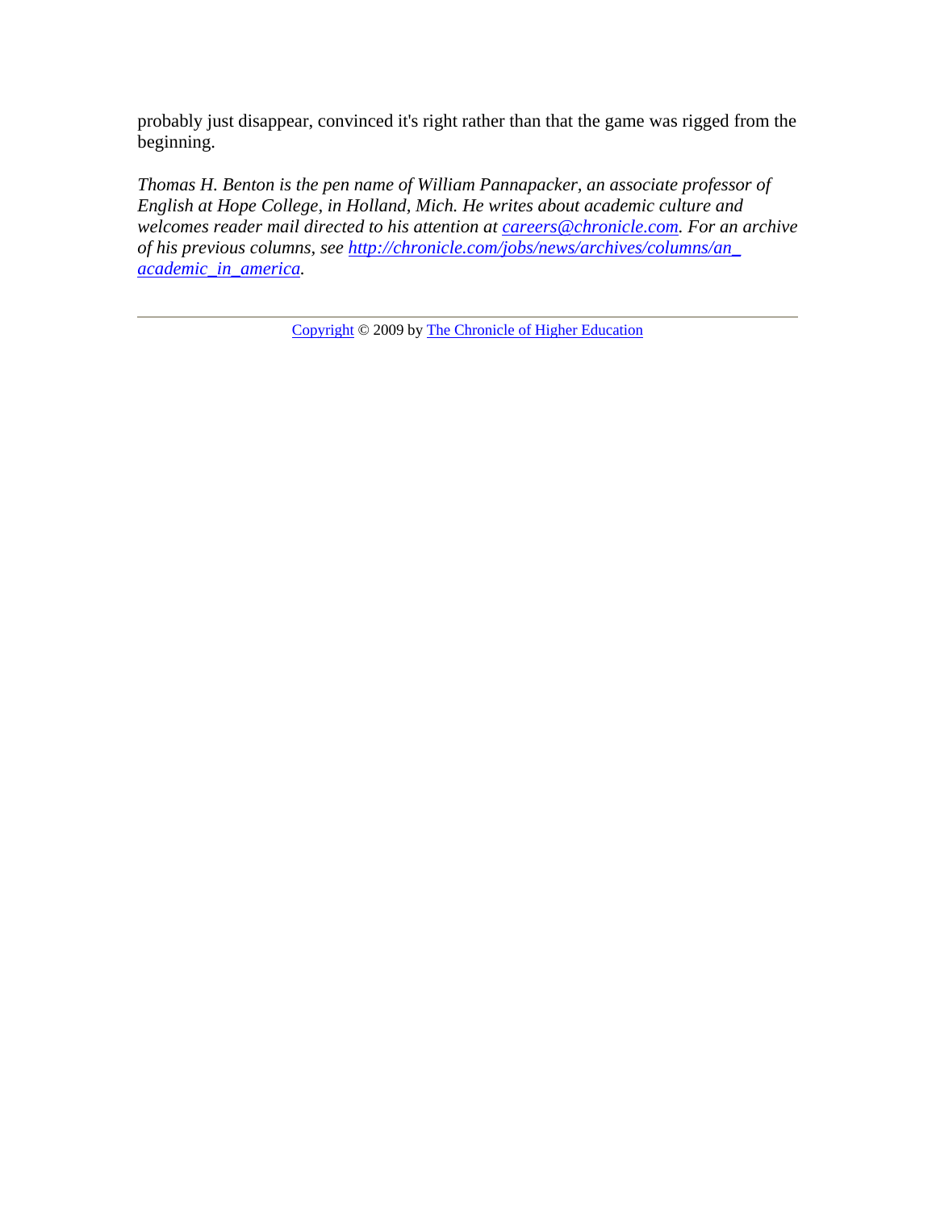probably just disappear, convinced it's right rather than that the game was rigged from the beginning.

*Thomas H. Benton is the pen name of William Pannapacker, an associate professor of English at Hope College, in Holland, Mich. He writes about academic culture and welcomes reader mail directed to his attention at [careers@chronicle.com](mailto:careers@chronicle.com). For an archive of his previous columns, see [http://chronicle.com/jobs/news/archives/columns/an_academic_in_america](http://chronicle.com/jobs/news/archives/columns/an_academic_in_america).*

---

Copyright © 2009 by The Chronicle of Higher Education